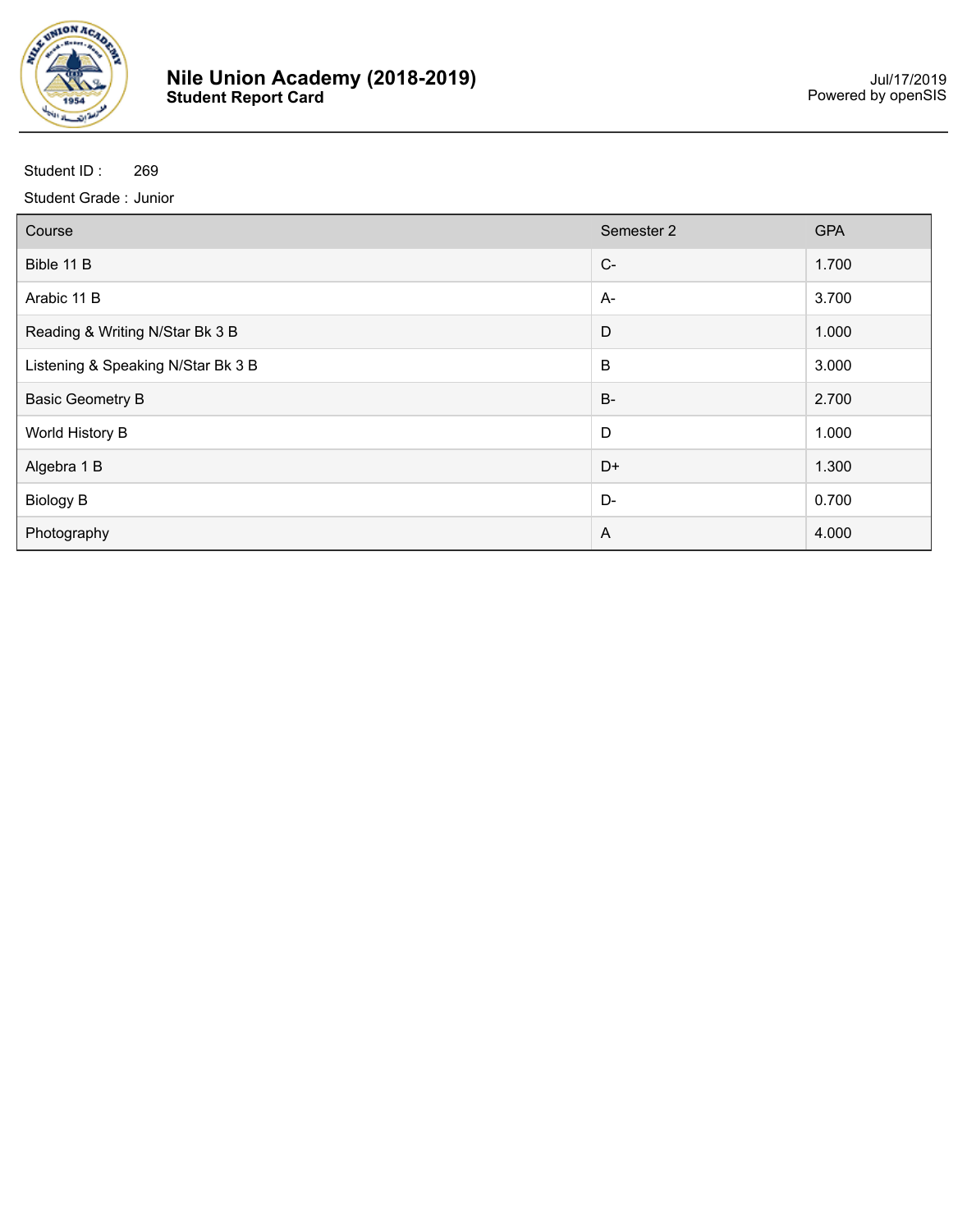# Nile Union Academy (2018-2019)
**Student Report Card**

Jul/17/2019
Powered by openSIS

Student ID : 269

Student Grade : Junior

| Course | Semester 2 | GPA |
|---|---|---|
| Bible 11 B | C- | 1.700 |
| Arabic 11 B | A- | 3.700 |
| Reading & Writing N/Star Bk 3 B | D | 1.000 |
| Listening & Speaking N/Star Bk 3 B | B | 3.000 |
| Basic Geometry B | B- | 2.700 |
| World History B | D | 1.000 |
| Algebra 1 B | D+ | 1.300 |
| Biology B | D- | 0.700 |
| Photography | A | 4.000 |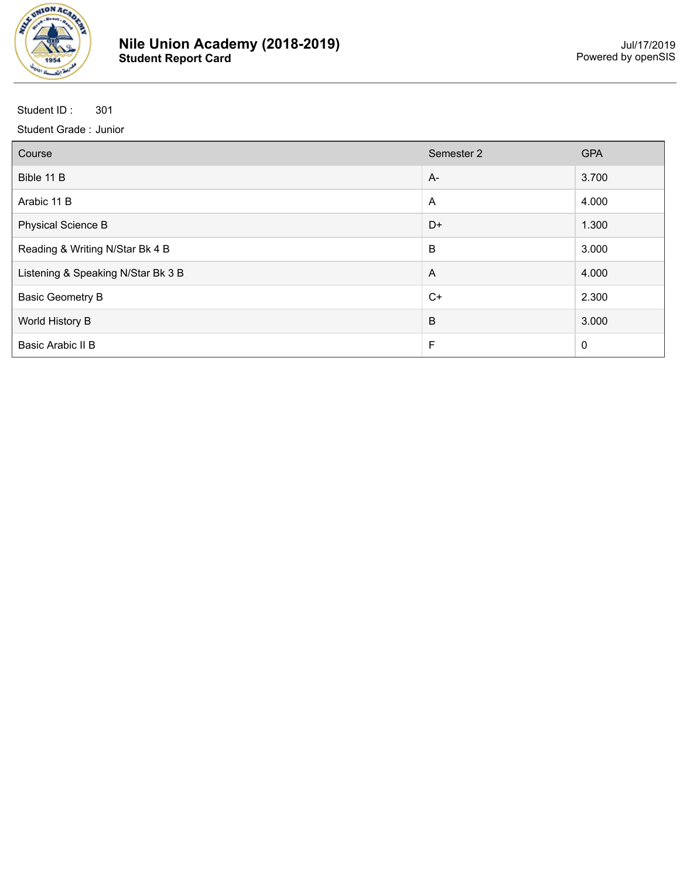# Nile Union Academy (2018-2019)
**Student Report Card**

Jul/17/2019
Powered by openSIS

Student ID : 301

Student Grade : Junior

| Course | Semester 2 | GPA |
|---|---|---|
| Bible 11 B | A- | 3.700 |
| Arabic 11 B | A | 4.000 |
| Physical Science B | D+ | 1.300 |
| Reading & Writing N/Star Bk 4 B | B | 3.000 |
| Listening & Speaking N/Star Bk 3 B | A | 4.000 |
| Basic Geometry B | C+ | 2.300 |
| World History B | B | 3.000 |
| Basic Arabic II B | F | 0 |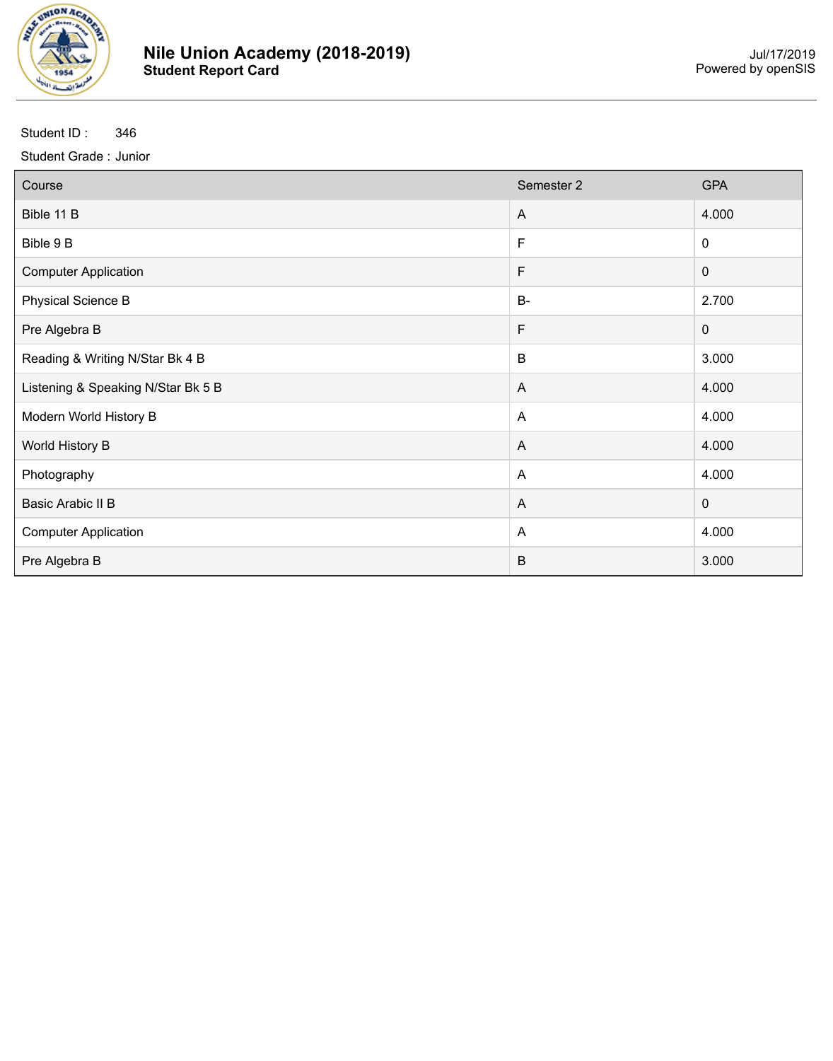# Nile Union Academy (2018-2019)

**Student Report Card**

Jul/17/2019
Powered by openSIS

Student ID : 346

Student Grade : Junior

| Course | Semester 2 | GPA |
|---|---|---|
| Bible 11 B | A | 4.000 |
| Bible 9 B | F | 0 |
| Computer Application | F | 0 |
| Physical Science B | B- | 2.700 |
| Pre Algebra B | F | 0 |
| Reading & Writing N/Star Bk 4 B | B | 3.000 |
| Listening & Speaking N/Star Bk 5 B | A | 4.000 |
| Modern World History B | A | 4.000 |
| World History B | A | 4.000 |
| Photography | A | 4.000 |
| Basic Arabic II B | A | 0 |
| Computer Application | A | 4.000 |
| Pre Algebra B | B | 3.000 |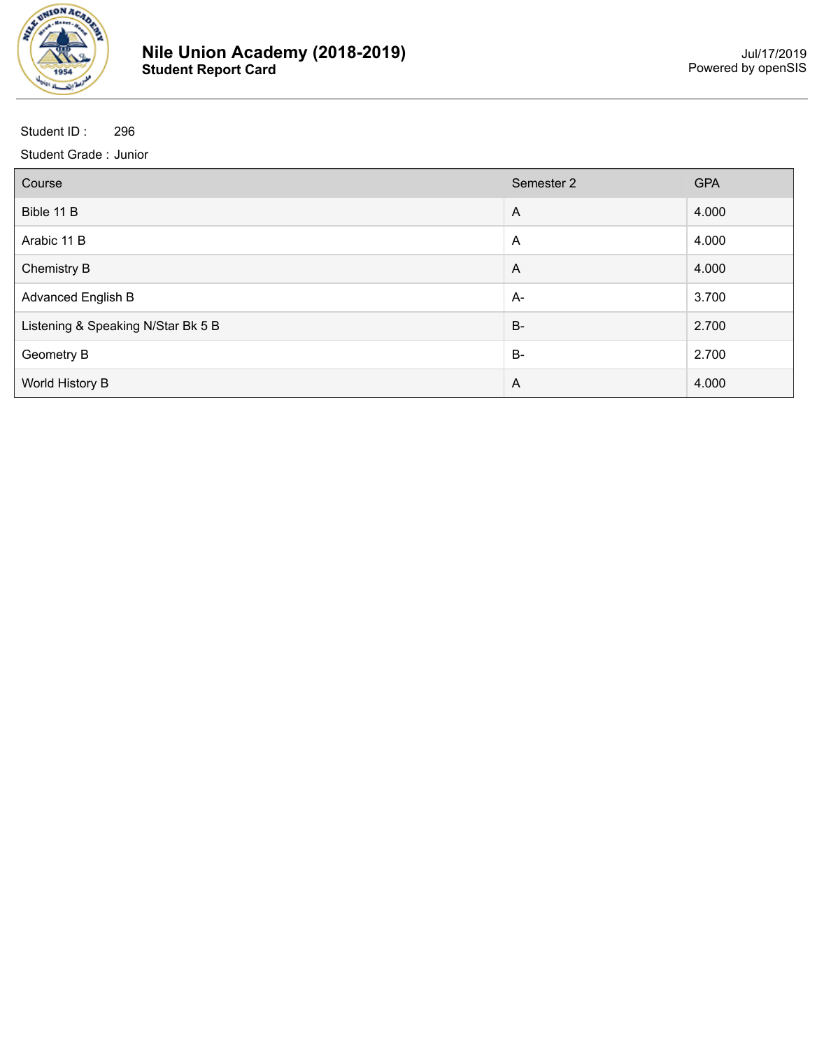# Nile Union Academy (2018-2019)

**Student Report Card**

Jul/17/2019
Powered by openSIS

Student ID : 296

Student Grade : Junior

| Course | Semester 2 | GPA |
|---|---|---|
| Bible 11 B | A | 4.000 |
| Arabic 11 B | A | 4.000 |
| Chemistry B | A | 4.000 |
| Advanced English B | A- | 3.700 |
| Listening & Speaking N/Star Bk 5 B | B- | 2.700 |
| Geometry B | B- | 2.700 |
| World History B | A | 4.000 |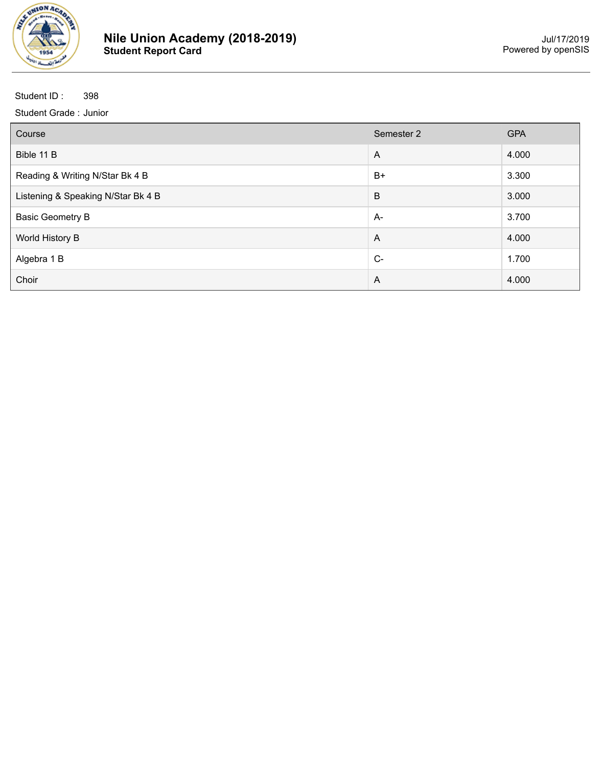# Nile Union Academy (2018-2019)

**Student Report Card**

Jul/17/2019
Powered by openSIS

Student ID : 398

Student Grade : Junior

| Course | Semester 2 | GPA |
|---|---|---|
| Bible 11 B | A | 4.000 |
| Reading & Writing N/Star Bk 4 B | B+ | 3.300 |
| Listening & Speaking N/Star Bk 4 B | B | 3.000 |
| Basic Geometry B | A- | 3.700 |
| World History B | A | 4.000 |
| Algebra 1 B | C- | 1.700 |
| Choir | A | 4.000 |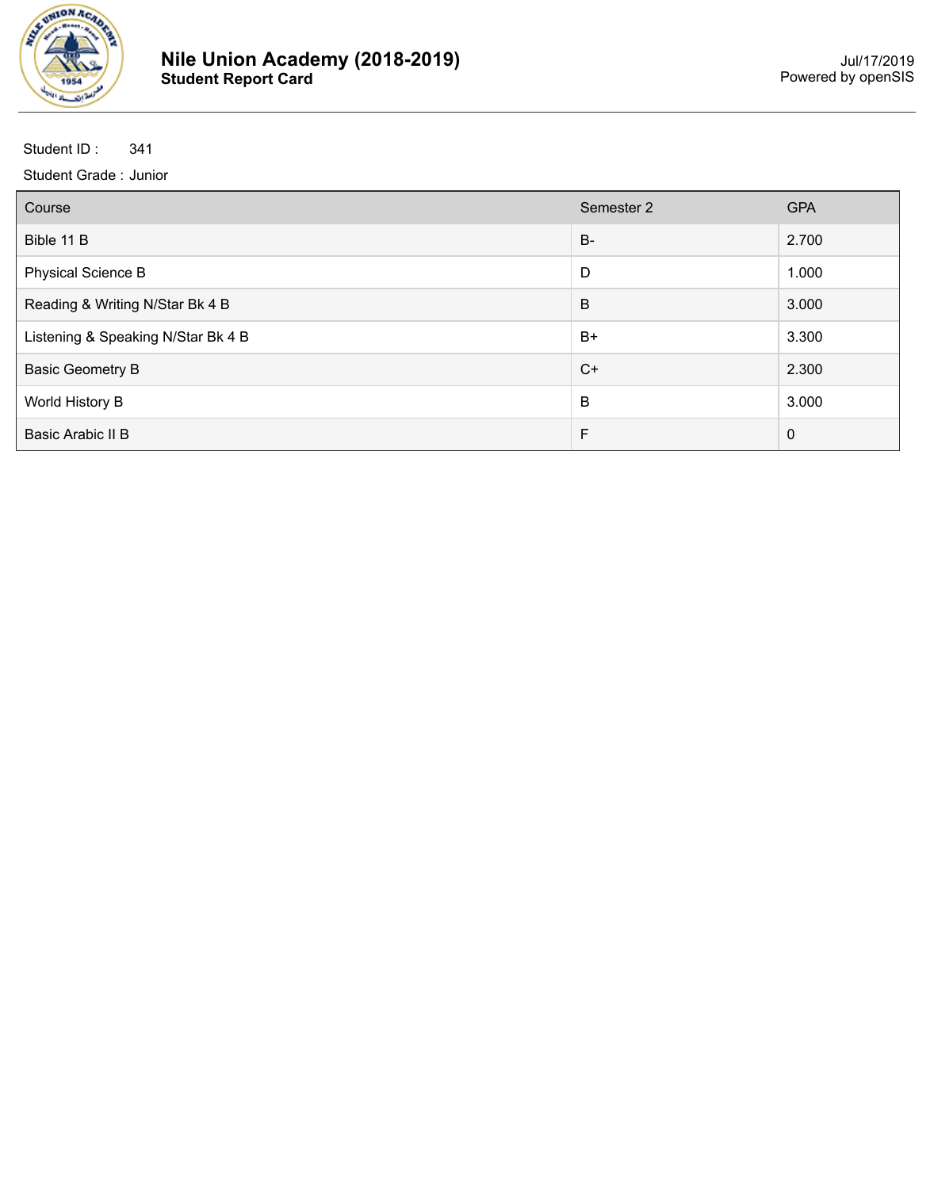# Nile Union Academy (2018-2019)
**Student Report Card**

Jul/17/2019
Powered by openSIS

Student ID : 341

Student Grade : Junior

| Course | Semester 2 | GPA |
|---|---|---|
| Bible 11 B | B- | 2.700 |
| Physical Science B | D | 1.000 |
| Reading & Writing N/Star Bk 4 B | B | 3.000 |
| Listening & Speaking N/Star Bk 4 B | B+ | 3.300 |
| Basic Geometry B | C+ | 2.300 |
| World History B | B | 3.000 |
| Basic Arabic II B | F | 0 |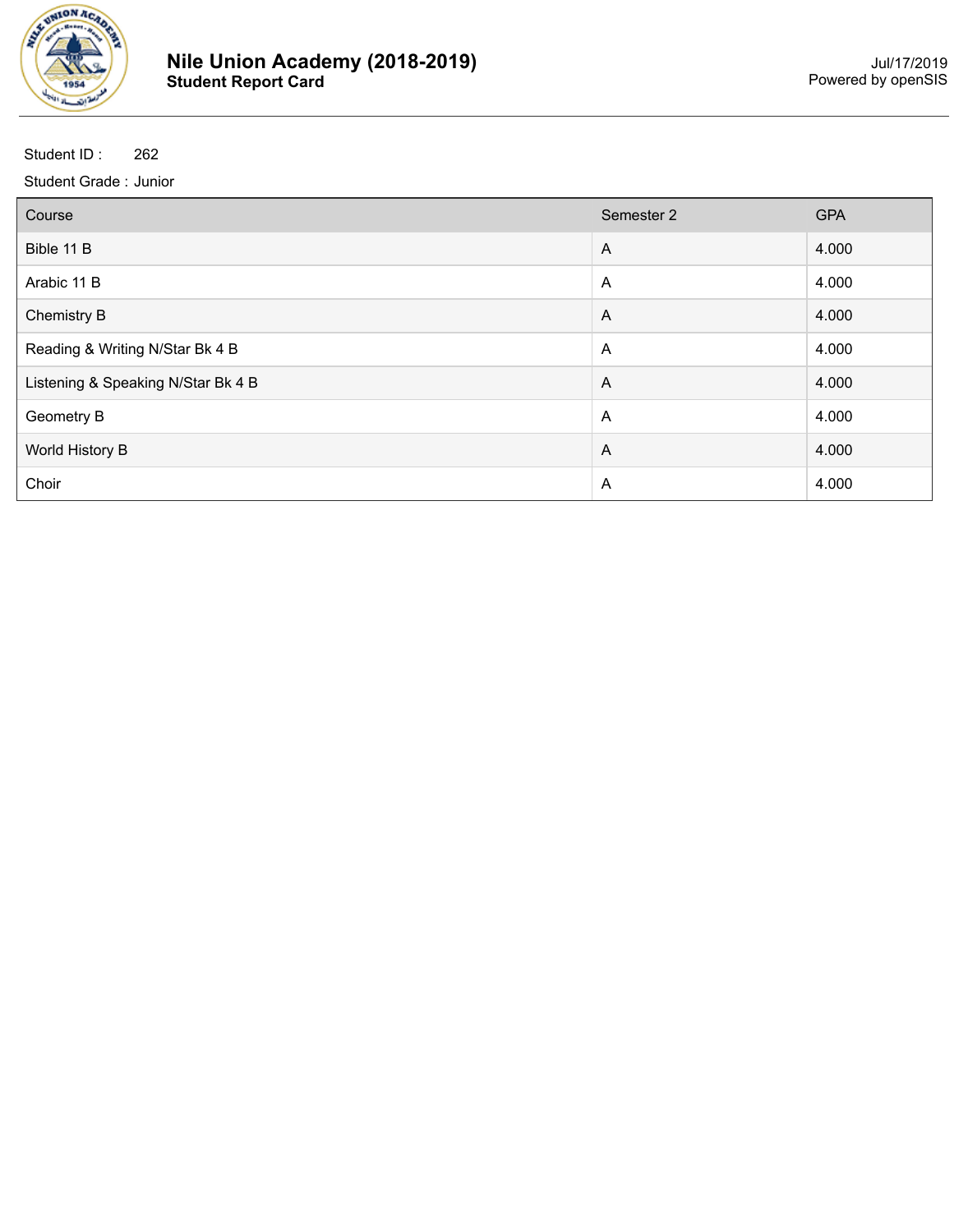# Nile Union Academy (2018-2019)
**Student Report Card**

Jul/17/2019
Powered by openSIS

Student ID : 262

Student Grade : Junior

| Course | Semester 2 | GPA |
|---|---|---|
| Bible 11 B | A | 4.000 |
| Arabic 11 B | A | 4.000 |
| Chemistry B | A | 4.000 |
| Reading & Writing N/Star Bk 4 B | A | 4.000 |
| Listening & Speaking N/Star Bk 4 B | A | 4.000 |
| Geometry B | A | 4.000 |
| World History B | A | 4.000 |
| Choir | A | 4.000 |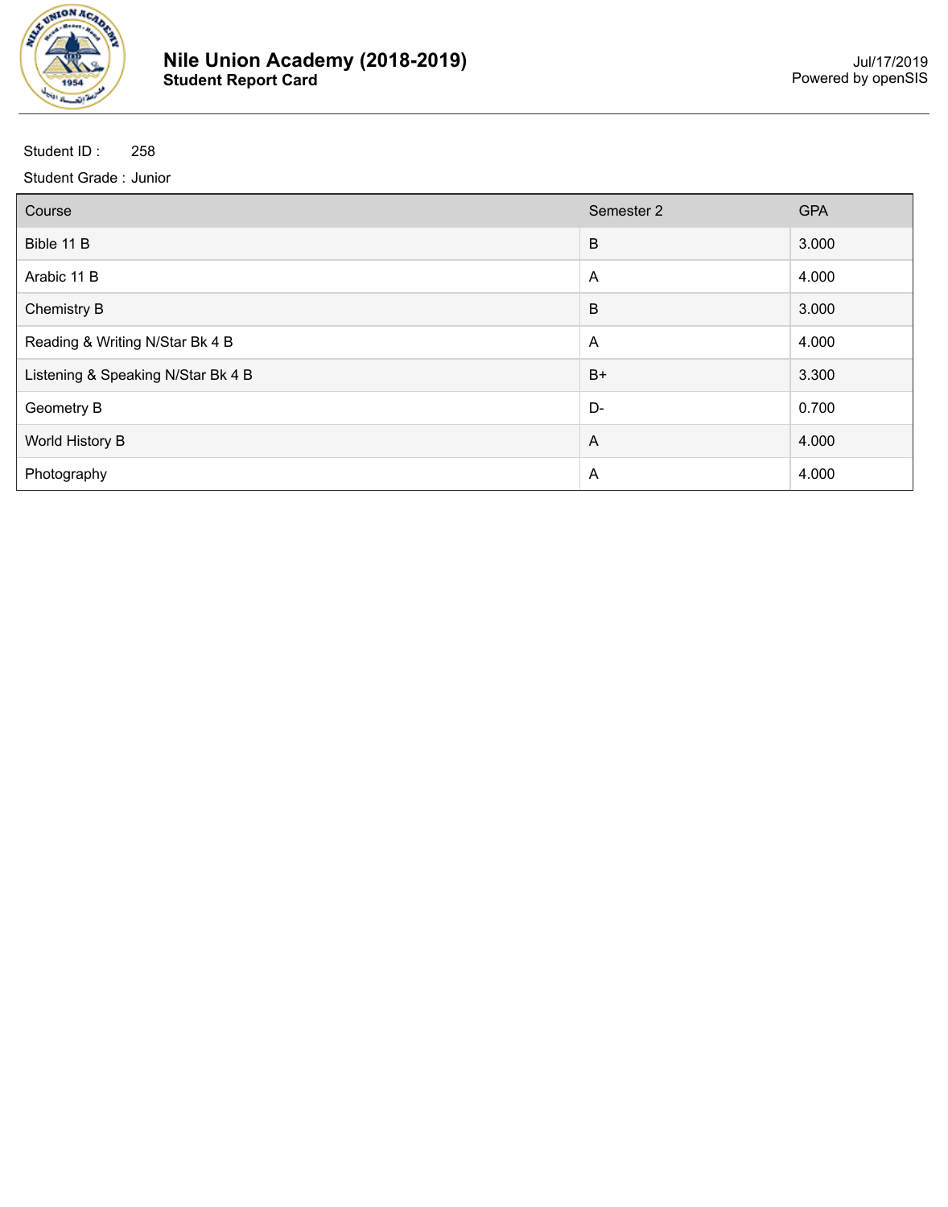# Nile Union Academy (2018-2019)

**Student Report Card**

Jul/17/2019
Powered by openSIS

Student ID : 258

Student Grade : Junior

| Course | Semester 2 | GPA |
| --- | --- | --- |
| Bible 11 B | B | 3.000 |
| Arabic 11 B | A | 4.000 |
| Chemistry B | B | 3.000 |
| Reading & Writing N/Star Bk 4 B | A | 4.000 |
| Listening & Speaking N/Star Bk 4 B | B+ | 3.300 |
| Geometry B | D- | 0.700 |
| World History B | A | 4.000 |
| Photography | A | 4.000 |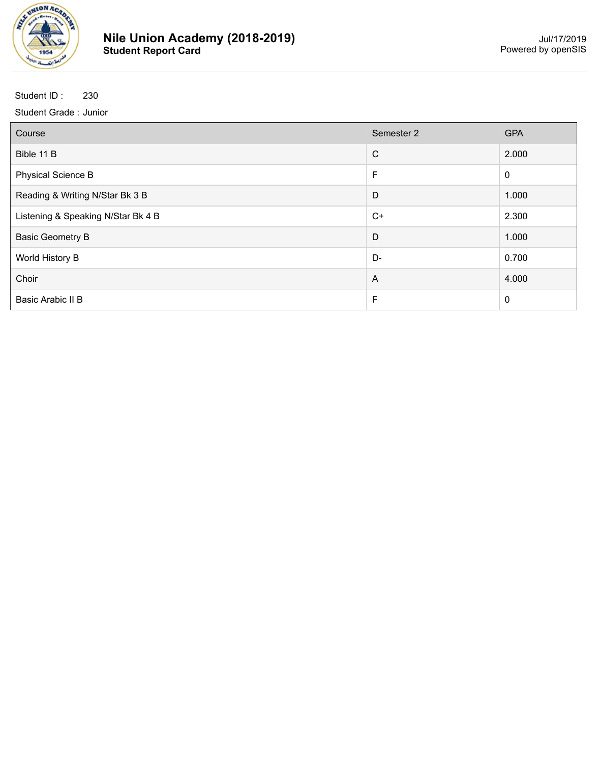# Nile Union Academy (2018-2019)
**Student Report Card**

Jul/17/2019
Powered by openSIS

Student ID : 230

Student Grade : Junior

| Course | Semester 2 | GPA |
|---|---|---|
| Bible 11 B | C | 2.000 |
| Physical Science B | F | 0 |
| Reading & Writing N/Star Bk 3 B | D | 1.000 |
| Listening & Speaking N/Star Bk 4 B | C+ | 2.300 |
| Basic Geometry B | D | 1.000 |
| World History B | D- | 0.700 |
| Choir | A | 4.000 |
| Basic Arabic II B | F | 0 |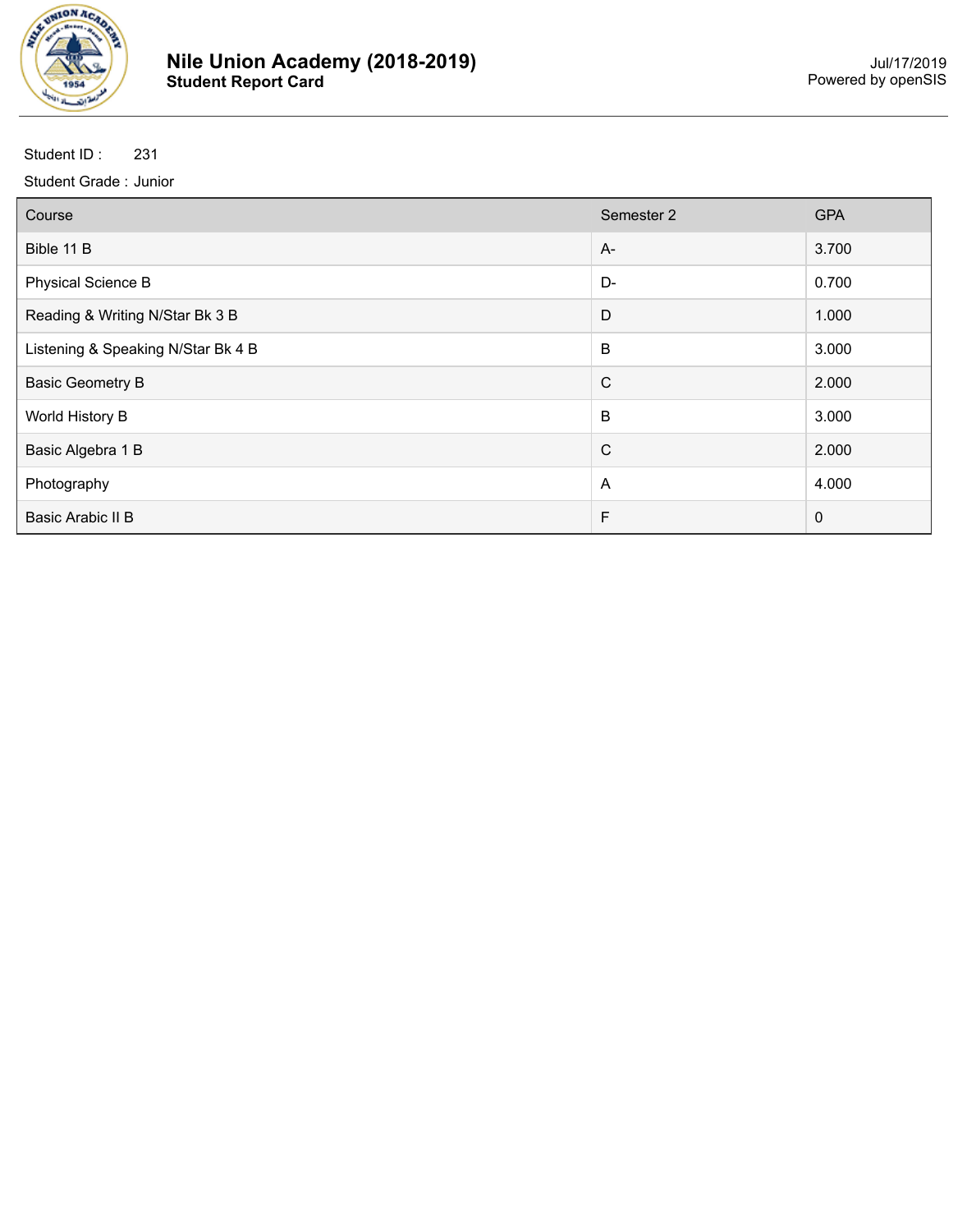# Nile Union Academy (2018-2019)

**Student Report Card**

Jul/17/2019
Powered by openSIS

Student ID : 231

Student Grade : Junior

| Course | Semester 2 | GPA |
|---|---|---|
| Bible 11 B | A- | 3.700 |
| Physical Science B | D- | 0.700 |
| Reading & Writing N/Star Bk 3 B | D | 1.000 |
| Listening & Speaking N/Star Bk 4 B | B | 3.000 |
| Basic Geometry B | C | 2.000 |
| World History B | B | 3.000 |
| Basic Algebra 1 B | C | 2.000 |
| Photography | A | 4.000 |
| Basic Arabic II B | F | 0 |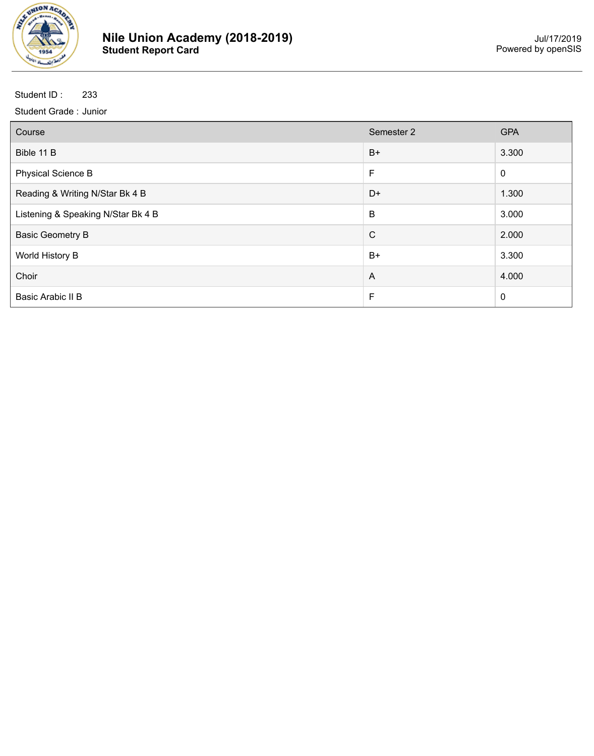# Nile Union Academy (2018-2019)

**Student Report Card**

Jul/17/2019
Powered by openSIS

Student ID : 233

Student Grade : Junior

| Course | Semester 2 | GPA |
|---|---|---|
| Bible 11 B | B+ | 3.300 |
| Physical Science B | F | 0 |
| Reading & Writing N/Star Bk 4 B | D+ | 1.300 |
| Listening & Speaking N/Star Bk 4 B | B | 3.000 |
| Basic Geometry B | C | 2.000 |
| World History B | B+ | 3.300 |
| Choir | A | 4.000 |
| Basic Arabic II B | F | 0 |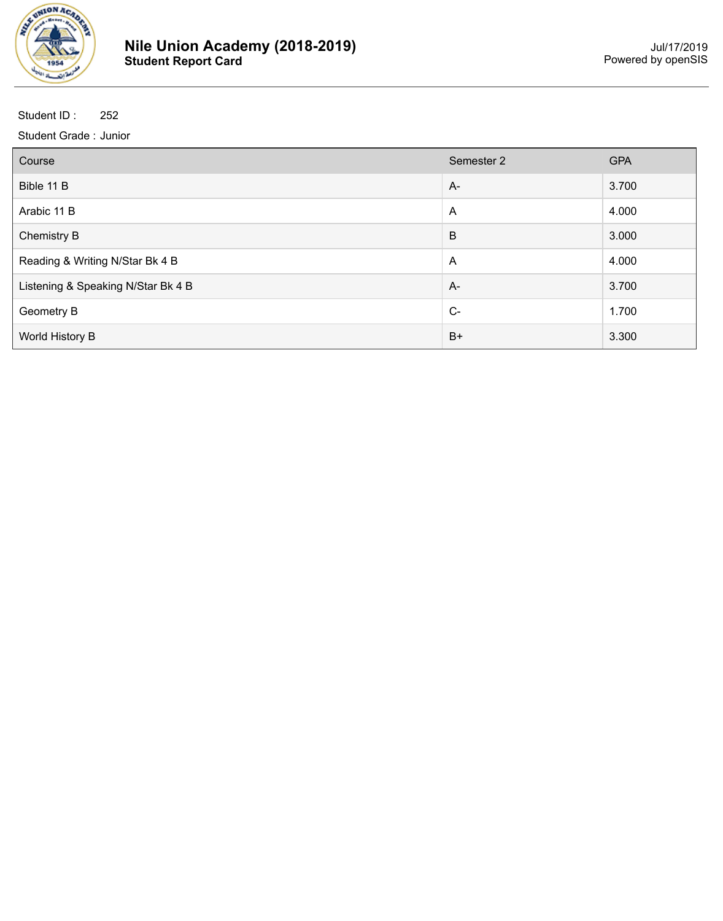# Nile Union Academy (2018-2019)
## Student Report Card

Jul/17/2019
Powered by openSIS

Student ID : 252

Student Grade : Junior

| Course | Semester 2 | GPA |
|---|---|---|
| Bible 11 B | A- | 3.700 |
| Arabic 11 B | A | 4.000 |
| Chemistry B | B | 3.000 |
| Reading & Writing N/Star Bk 4 B | A | 4.000 |
| Listening & Speaking N/Star Bk 4 B | A- | 3.700 |
| Geometry B | C- | 1.700 |
| World History B | B+ | 3.300 |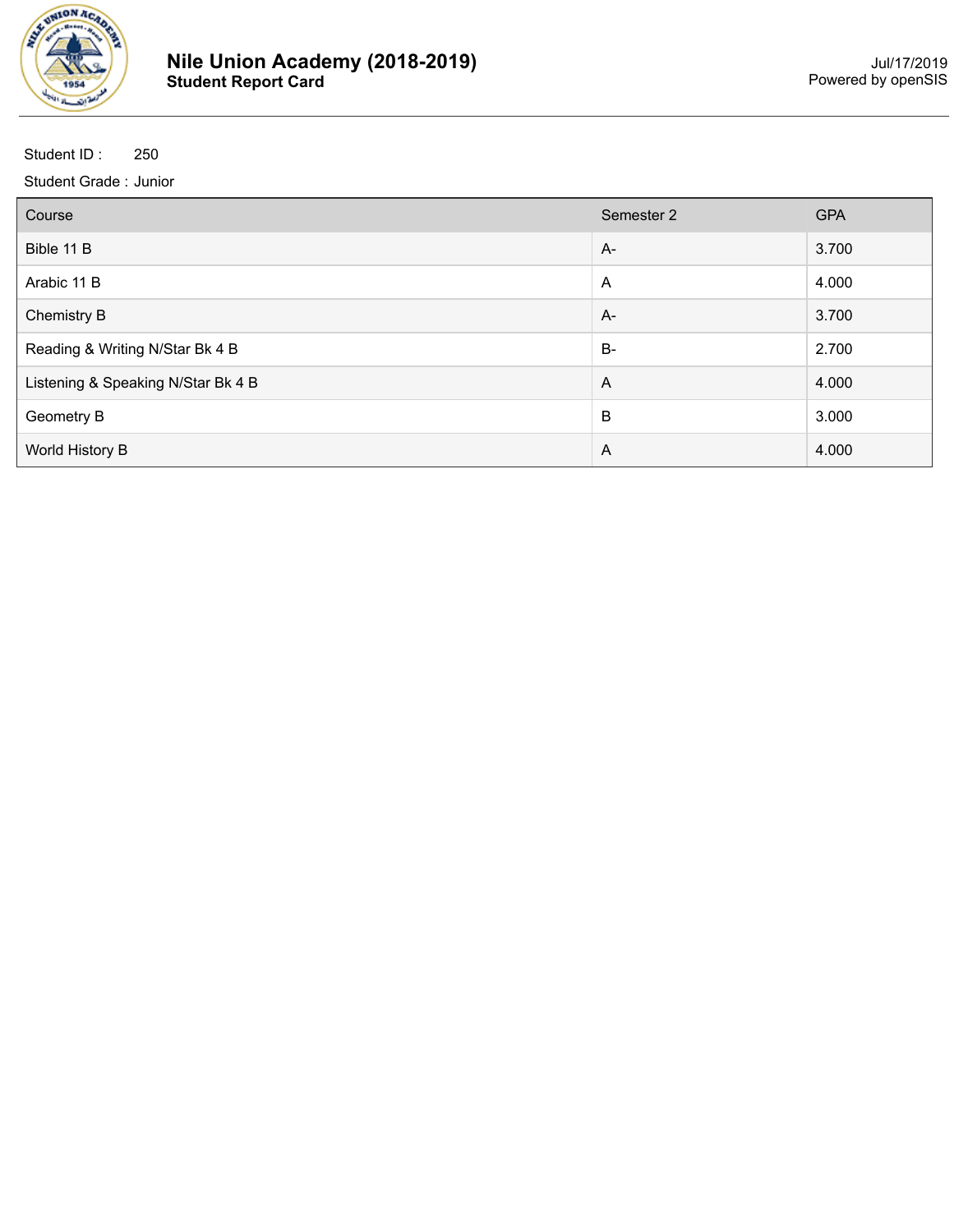# Nile Union Academy (2018-2019)

**Student Report Card**

Jul/17/2019
Powered by openSIS

Student ID : 250

Student Grade : Junior

| Course | Semester 2 | GPA |
|---|---|---|
| Bible 11 B | A- | 3.700 |
| Arabic 11 B | A | 4.000 |
| Chemistry B | A- | 3.700 |
| Reading & Writing N/Star Bk 4 B | B- | 2.700 |
| Listening & Speaking N/Star Bk 4 B | A | 4.000 |
| Geometry B | B | 3.000 |
| World History B | A | 4.000 |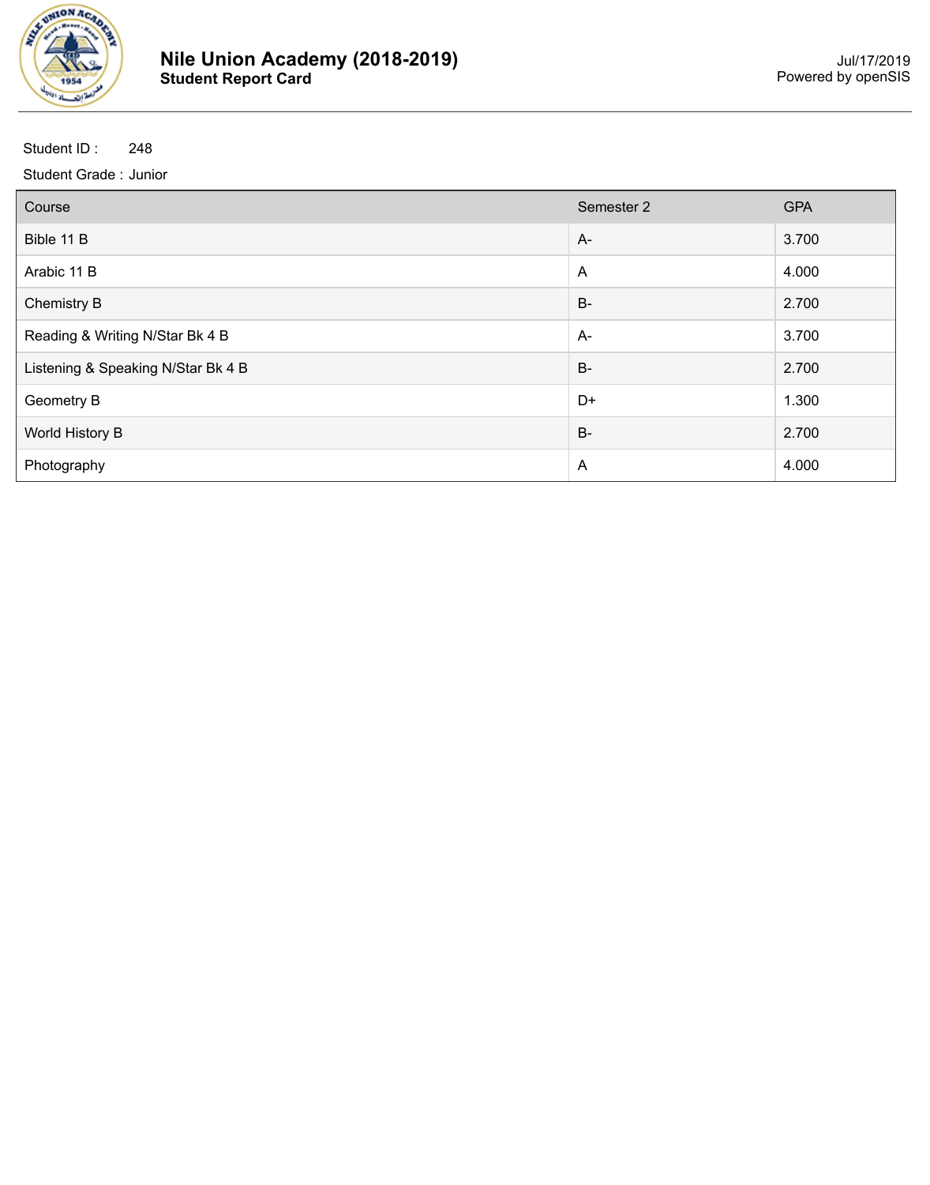# Nile Union Academy (2018-2019)
**Student Report Card**

Jul/17/2019
Powered by openSIS

Student ID : 248

Student Grade : Junior

| Course | Semester 2 | GPA |
|---|---|---|
| Bible 11 B | A- | 3.700 |
| Arabic 11 B | A | 4.000 |
| Chemistry B | B- | 2.700 |
| Reading & Writing N/Star Bk 4 B | A- | 3.700 |
| Listening & Speaking N/Star Bk 4 B | B- | 2.700 |
| Geometry B | D+ | 1.300 |
| World History B | B- | 2.700 |
| Photography | A | 4.000 |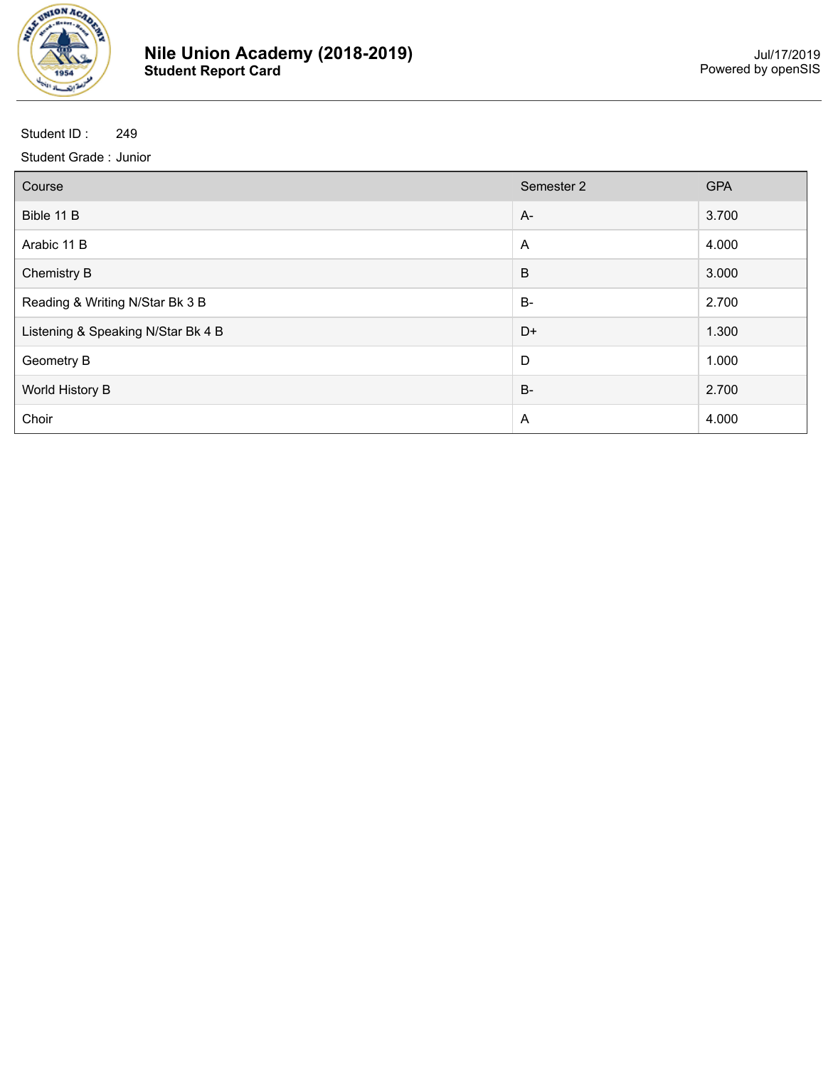# Nile Union Academy (2018-2019)

**Student Report Card**

Jul/17/2019
Powered by openSIS

Student ID : 249

Student Grade : Junior

| Course | Semester 2 | GPA |
|---|---|---|
| Bible 11 B | A- | 3.700 |
| Arabic 11 B | A | 4.000 |
| Chemistry B | B | 3.000 |
| Reading & Writing N/Star Bk 3 B | B- | 2.700 |
| Listening & Speaking N/Star Bk 4 B | D+ | 1.300 |
| Geometry B | D | 1.000 |
| World History B | B- | 2.700 |
| Choir | A | 4.000 |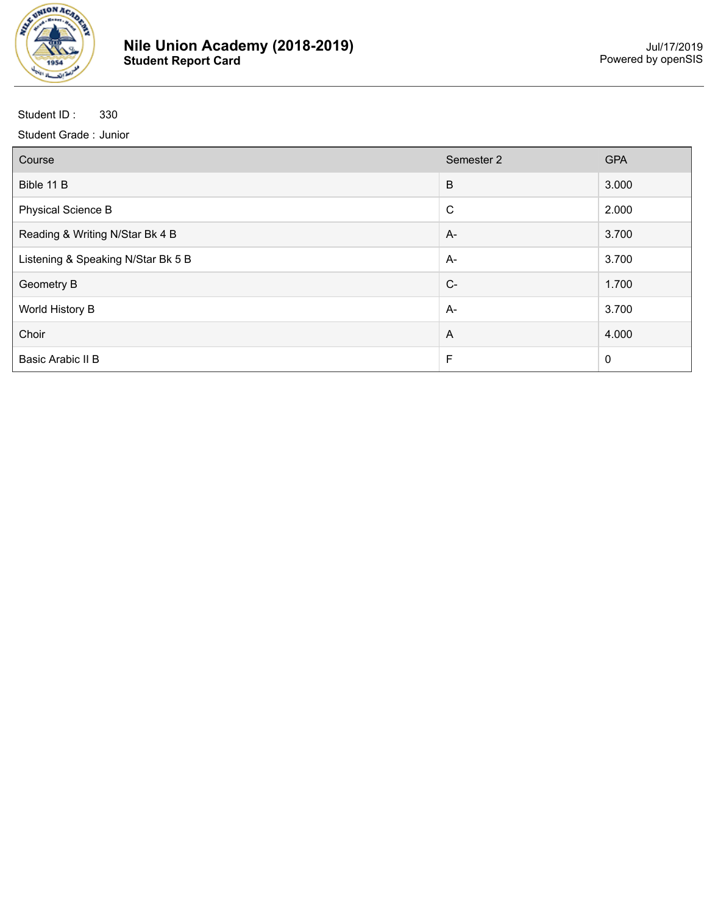# Nile Union Academy (2018-2019)
**Student Report Card**

Jul/17/2019
Powered by openSIS

Student ID : 330
Student Grade : Junior

| Course | Semester 2 | GPA |
| --- | --- | --- |
| Bible 11 B | B | 3.000 |
| Physical Science B | C | 2.000 |
| Reading & Writing N/Star Bk 4 B | A- | 3.700 |
| Listening & Speaking N/Star Bk 5 B | A- | 3.700 |
| Geometry B | C- | 1.700 |
| World History B | A- | 3.700 |
| Choir | A | 4.000 |
| Basic Arabic II B | F | 0 |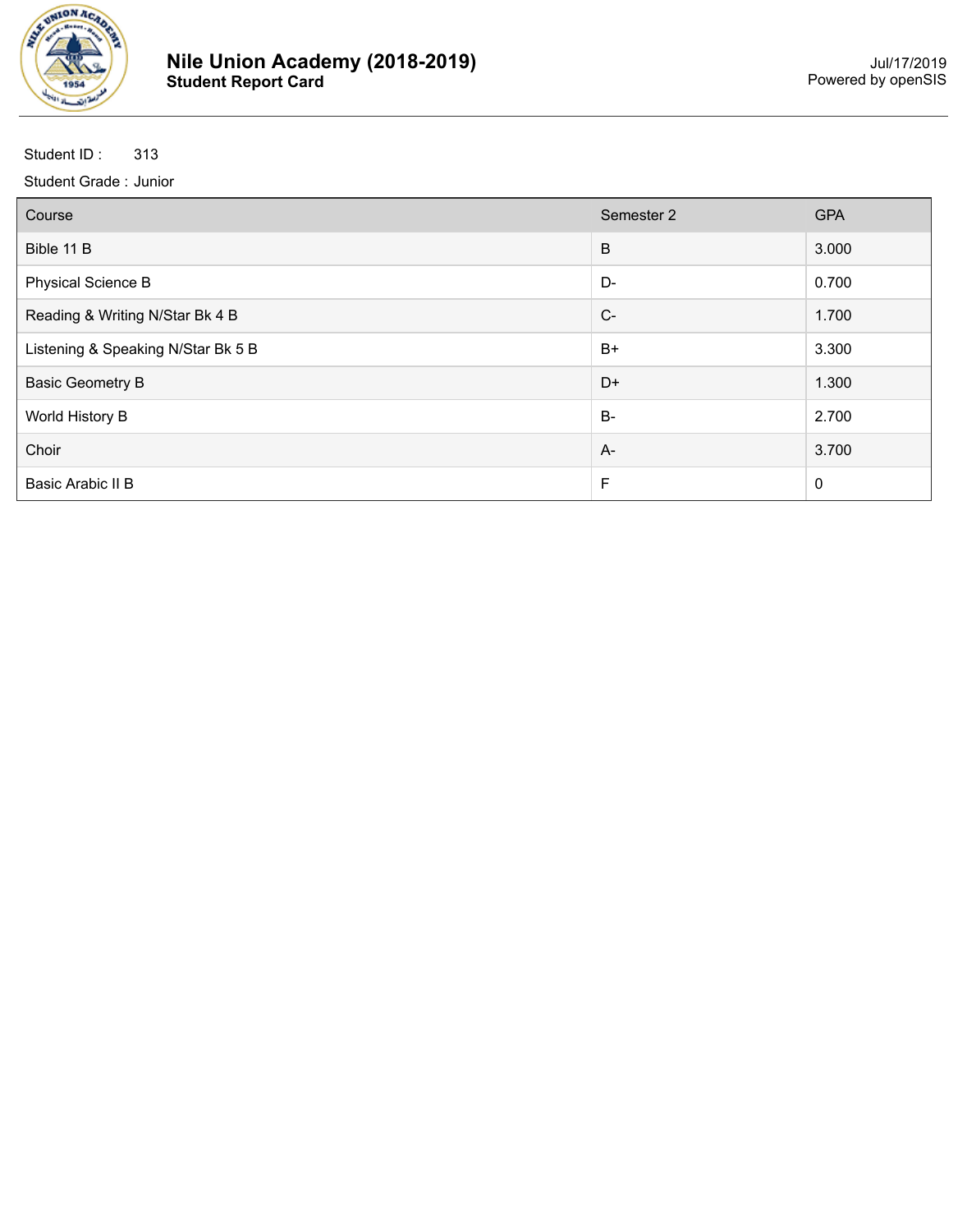# Nile Union Academy (2018-2019)
**Student Report Card**

Jul/17/2019
Powered by openSIS

Student ID : 313

Student Grade : Junior

| Course | Semester 2 | GPA |
|---|---|---|
| Bible 11 B | B | 3.000 |
| Physical Science B | D- | 0.700 |
| Reading & Writing N/Star Bk 4 B | C- | 1.700 |
| Listening & Speaking N/Star Bk 5 B | B+ | 3.300 |
| Basic Geometry B | D+ | 1.300 |
| World History B | B- | 2.700 |
| Choir | A- | 3.700 |
| Basic Arabic II B | F | 0 |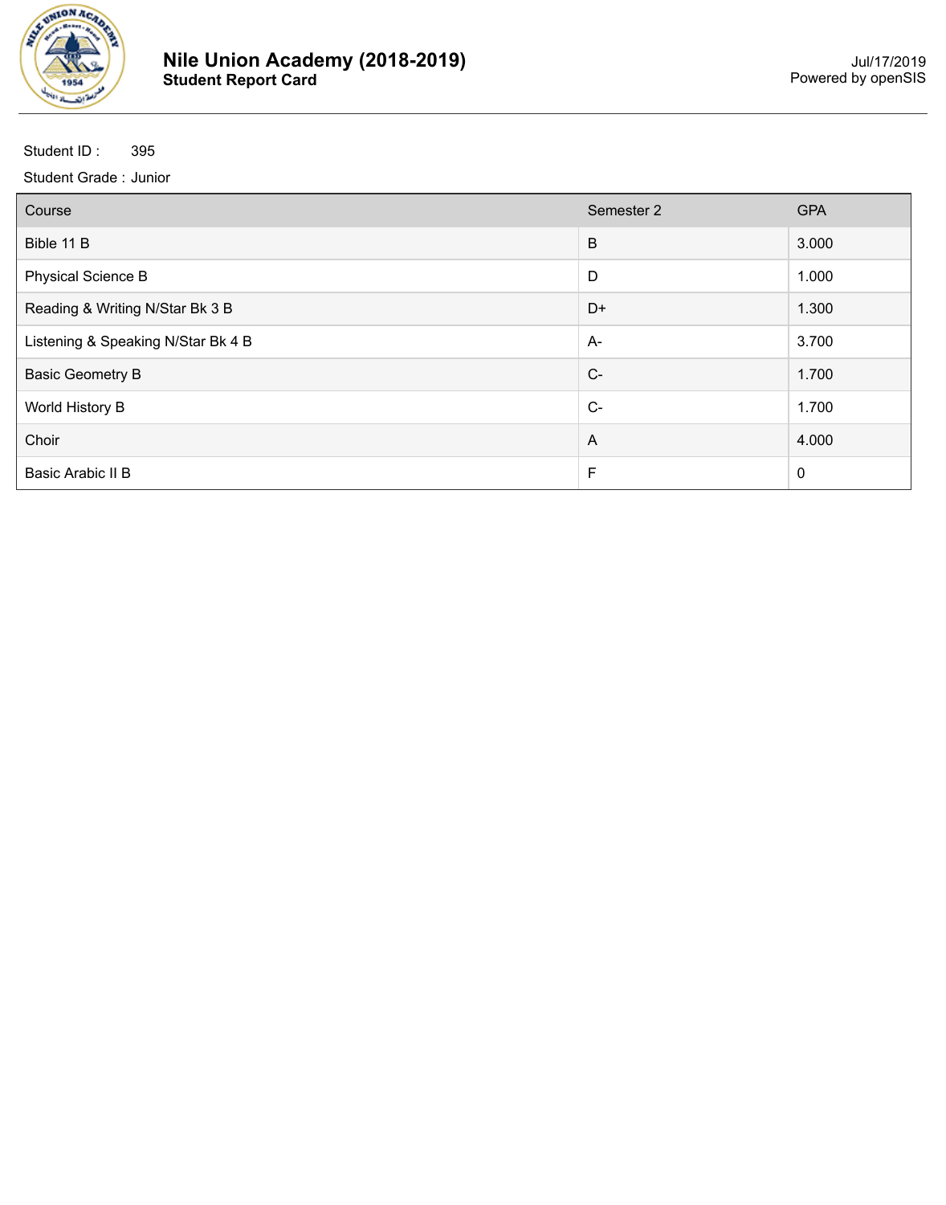# Nile Union Academy (2018-2019)
**Student Report Card**

Jul/17/2019
Powered by openSIS

Student ID : 395

Student Grade : Junior

| Course | Semester 2 | GPA |
|---|---|---|
| Bible 11 B | B | 3.000 |
| Physical Science B | D | 1.000 |
| Reading & Writing N/Star Bk 3 B | D+ | 1.300 |
| Listening & Speaking N/Star Bk 4 B | A- | 3.700 |
| Basic Geometry B | C- | 1.700 |
| World History B | C- | 1.700 |
| Choir | A | 4.000 |
| Basic Arabic II B | F | 0 |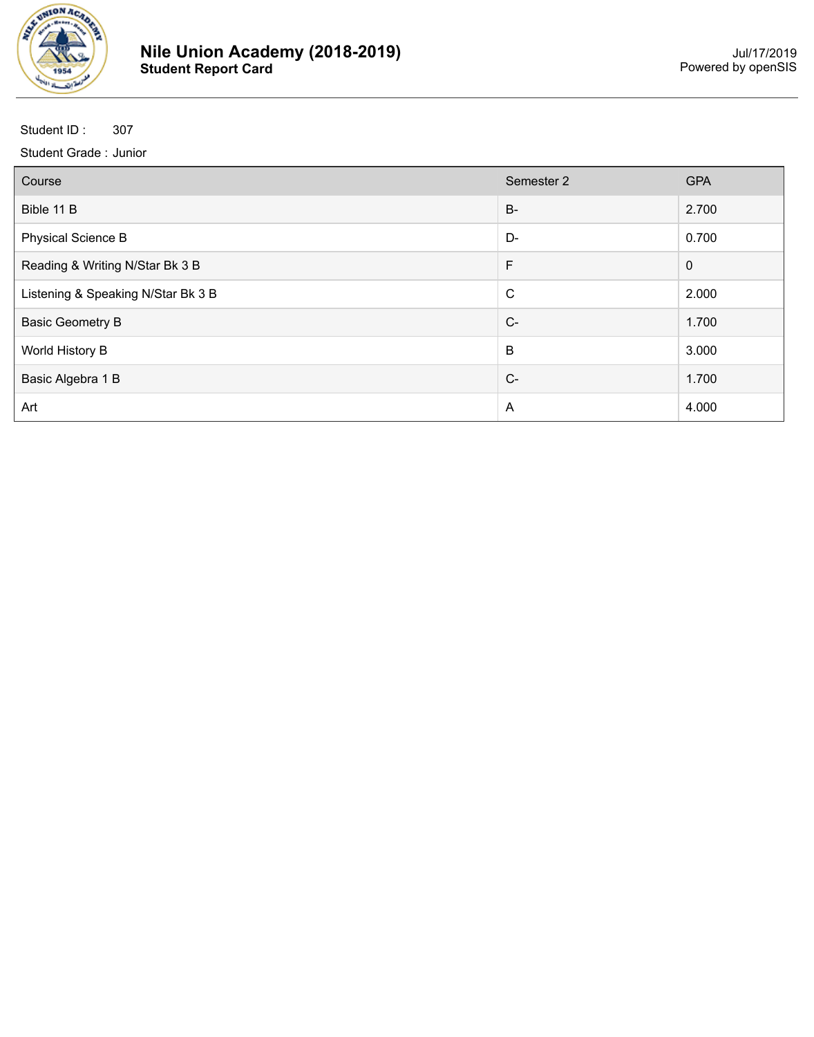# Nile Union Academy (2018-2019)
**Student Report Card**

Jul/17/2019
Powered by openSIS

Student ID : 307

Student Grade : Junior

| Course | Semester 2 | GPA |
|---|---|---|
| Bible 11 B | B- | 2.700 |
| Physical Science B | D- | 0.700 |
| Reading & Writing N/Star Bk 3 B | F | 0 |
| Listening & Speaking N/Star Bk 3 B | C | 2.000 |
| Basic Geometry B | C- | 1.700 |
| World History B | B | 3.000 |
| Basic Algebra 1 B | C- | 1.700 |
| Art | A | 4.000 |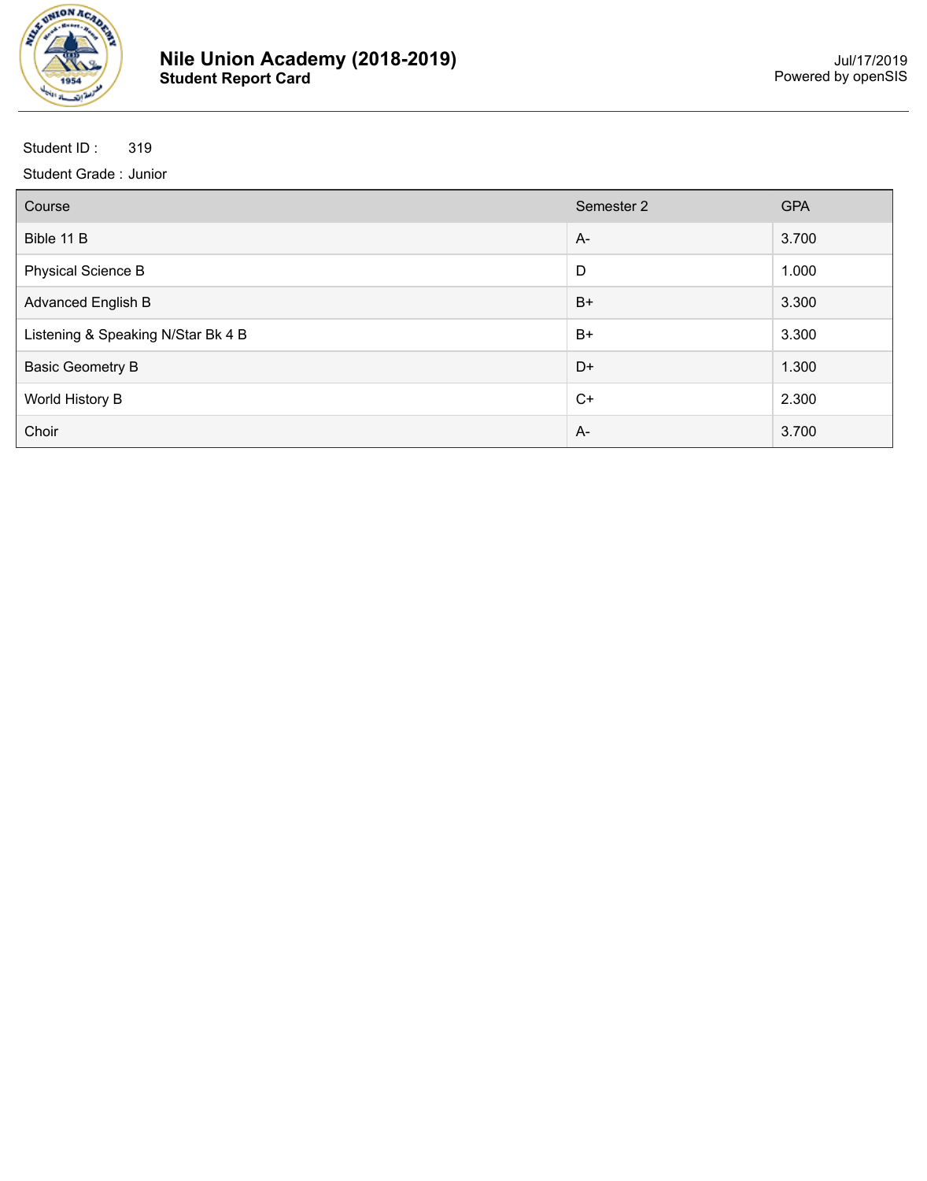# Nile Union Academy (2018-2019)
**Student Report Card**

Jul/17/2019
Powered by openSIS

Student ID : 319

Student Grade : Junior

| Course | Semester 2 | GPA |
|---|---|---|
| Bible 11 B | A- | 3.700 |
| Physical Science B | D | 1.000 |
| Advanced English B | B+ | 3.300 |
| Listening & Speaking N/Star Bk 4 B | B+ | 3.300 |
| Basic Geometry B | D+ | 1.300 |
| World History B | C+ | 2.300 |
| Choir | A- | 3.700 |